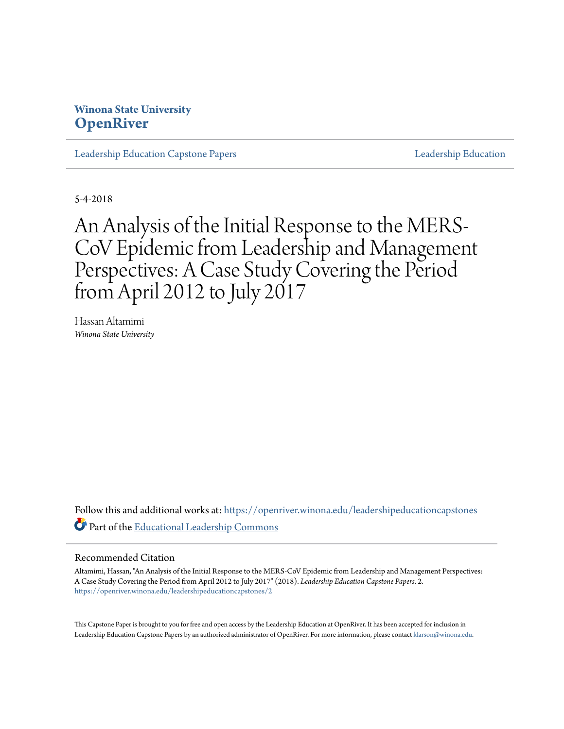**Winona State University**
**OpenRiver**

Leadership Education Capstone Papers | Leadership Education

5-4-2018

# An Analysis of the Initial Response to the MERS-CoV Epidemic from Leadership and Management Perspectives: A Case Study Covering the Period from April 2012 to July 2017

Hassan Altamimi
*Winona State University*

Follow this and additional works at: https://openriver.winona.edu/leadershipeducationcapstones

Part of the Educational Leadership Commons

## Recommended Citation

Altamimi, Hassan, "An Analysis of the Initial Response to the MERS-CoV Epidemic from Leadership and Management Perspectives: A Case Study Covering the Period from April 2012 to July 2017" (2018). *Leadership Education Capstone Papers*. 2.
https://openriver.winona.edu/leadershipeducationcapstones/2

This Capstone Paper is brought to you for free and open access by the Leadership Education at OpenRiver. It has been accepted for inclusion in Leadership Education Capstone Papers by an authorized administrator of OpenRiver. For more information, please contact klarson@winona.edu.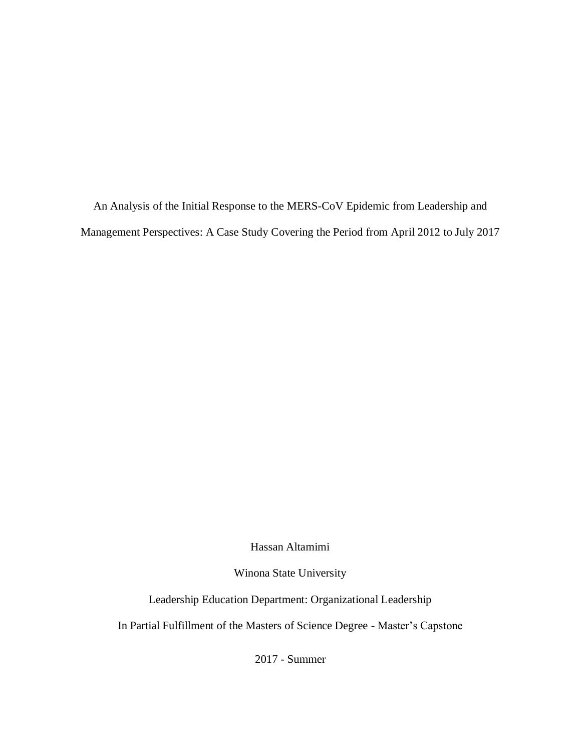An Analysis of the Initial Response to the MERS-CoV Epidemic from Leadership and Management Perspectives: A Case Study Covering the Period from April 2012 to July 2017

Hassan Altamimi

Winona State University

Leadership Education Department: Organizational Leadership

In Partial Fulfillment of the Masters of Science Degree - Master's Capstone

2017 - Summer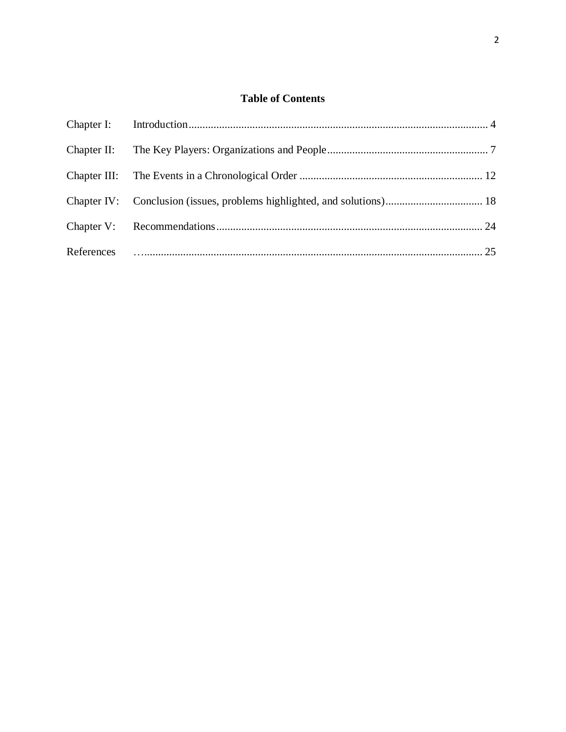## Table of Contents

| | | |
|---|---|---|
| Chapter I: | Introduction | 4 |
| Chapter II: | The Key Players: Organizations and People | 7 |
| Chapter III: | The Events in a Chronological Order | 12 |
| Chapter IV: | Conclusion (issues, problems highlighted, and solutions) | 18 |
| Chapter V: | Recommendations | 24 |
| References | … | 25 |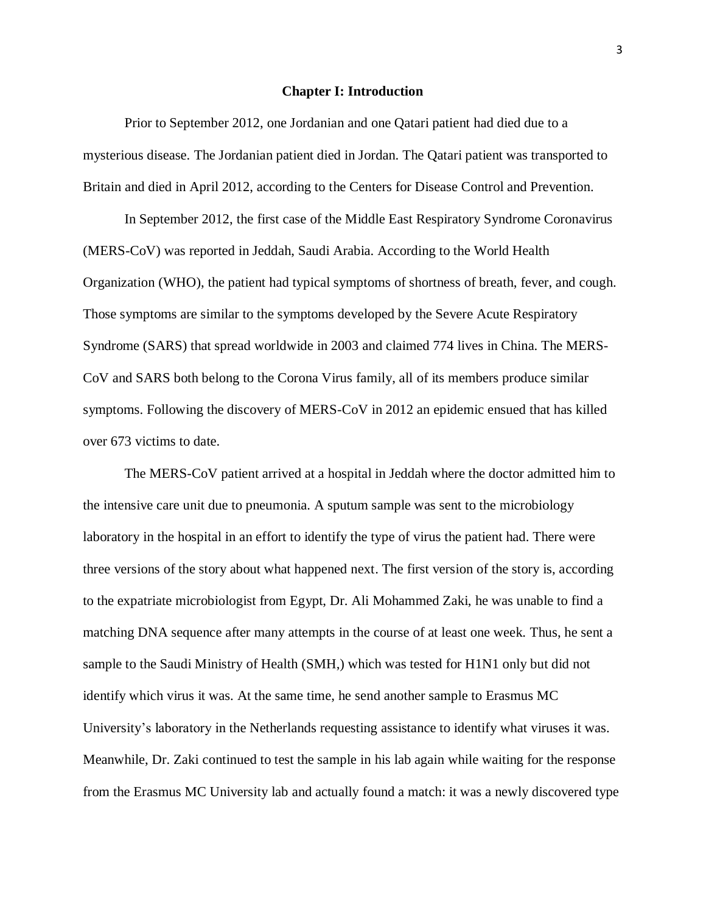## Chapter I: Introduction

Prior to September 2012, one Jordanian and one Qatari patient had died due to a mysterious disease. The Jordanian patient died in Jordan. The Qatari patient was transported to Britain and died in April 2012, according to the Centers for Disease Control and Prevention.

In September 2012, the first case of the Middle East Respiratory Syndrome Coronavirus (MERS-CoV) was reported in Jeddah, Saudi Arabia. According to the World Health Organization (WHO), the patient had typical symptoms of shortness of breath, fever, and cough. Those symptoms are similar to the symptoms developed by the Severe Acute Respiratory Syndrome (SARS) that spread worldwide in 2003 and claimed 774 lives in China. The MERS-CoV and SARS both belong to the Corona Virus family, all of its members produce similar symptoms. Following the discovery of MERS-CoV in 2012 an epidemic ensued that has killed over 673 victims to date.

The MERS-CoV patient arrived at a hospital in Jeddah where the doctor admitted him to the intensive care unit due to pneumonia. A sputum sample was sent to the microbiology laboratory in the hospital in an effort to identify the type of virus the patient had. There were three versions of the story about what happened next. The first version of the story is, according to the expatriate microbiologist from Egypt, Dr. Ali Mohammed Zaki, he was unable to find a matching DNA sequence after many attempts in the course of at least one week. Thus, he sent a sample to the Saudi Ministry of Health (SMH,) which was tested for H1N1 only but did not identify which virus it was. At the same time, he send another sample to Erasmus MC University's laboratory in the Netherlands requesting assistance to identify what viruses it was. Meanwhile, Dr. Zaki continued to test the sample in his lab again while waiting for the response from the Erasmus MC University lab and actually found a match: it was a newly discovered type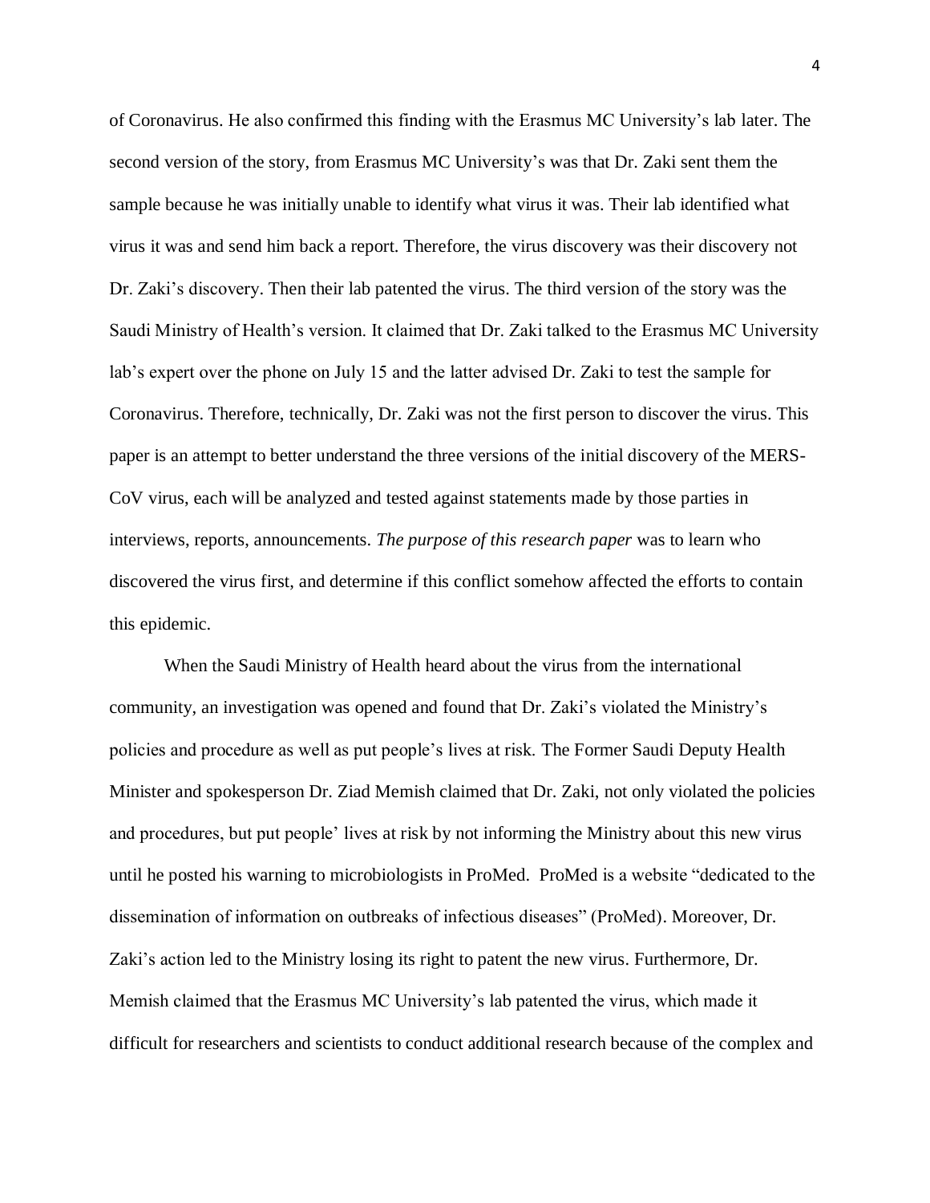of Coronavirus. He also confirmed this finding with the Erasmus MC University's lab later. The second version of the story, from Erasmus MC University's was that Dr. Zaki sent them the sample because he was initially unable to identify what virus it was. Their lab identified what virus it was and send him back a report. Therefore, the virus discovery was their discovery not Dr. Zaki's discovery. Then their lab patented the virus. The third version of the story was the Saudi Ministry of Health's version. It claimed that Dr. Zaki talked to the Erasmus MC University lab's expert over the phone on July 15 and the latter advised Dr. Zaki to test the sample for Coronavirus. Therefore, technically, Dr. Zaki was not the first person to discover the virus. This paper is an attempt to better understand the three versions of the initial discovery of the MERS-CoV virus, each will be analyzed and tested against statements made by those parties in interviews, reports, announcements. *The purpose of this research paper* was to learn who discovered the virus first, and determine if this conflict somehow affected the efforts to contain this epidemic.

When the Saudi Ministry of Health heard about the virus from the international community, an investigation was opened and found that Dr. Zaki's violated the Ministry's policies and procedure as well as put people's lives at risk. The Former Saudi Deputy Health Minister and spokesperson Dr. Ziad Memish claimed that Dr. Zaki, not only violated the policies and procedures, but put people' lives at risk by not informing the Ministry about this new virus until he posted his warning to microbiologists in ProMed. ProMed is a website "dedicated to the dissemination of information on outbreaks of infectious diseases" (ProMed). Moreover, Dr. Zaki's action led to the Ministry losing its right to patent the new virus. Furthermore, Dr. Memish claimed that the Erasmus MC University's lab patented the virus, which made it difficult for researchers and scientists to conduct additional research because of the complex and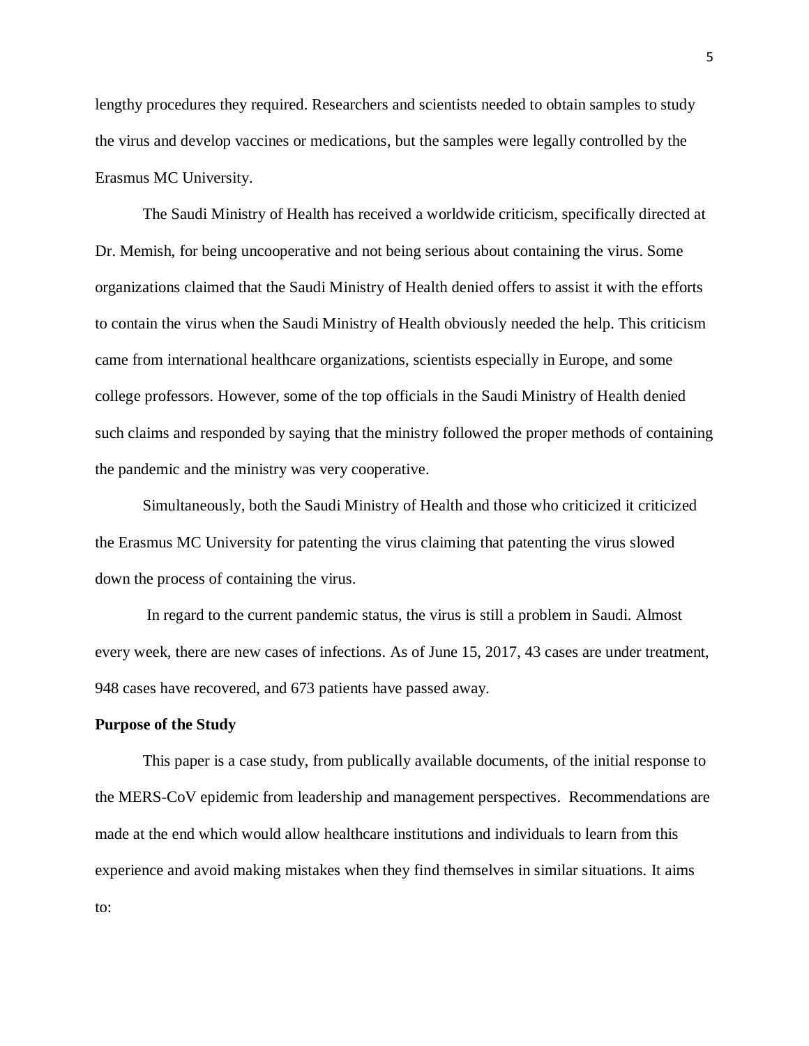lengthy procedures they required. Researchers and scientists needed to obtain samples to study the virus and develop vaccines or medications, but the samples were legally controlled by the Erasmus MC University.

The Saudi Ministry of Health has received a worldwide criticism, specifically directed at Dr. Memish, for being uncooperative and not being serious about containing the virus. Some organizations claimed that the Saudi Ministry of Health denied offers to assist it with the efforts to contain the virus when the Saudi Ministry of Health obviously needed the help. This criticism came from international healthcare organizations, scientists especially in Europe, and some college professors. However, some of the top officials in the Saudi Ministry of Health denied such claims and responded by saying that the ministry followed the proper methods of containing the pandemic and the ministry was very cooperative.

Simultaneously, both the Saudi Ministry of Health and those who criticized it criticized the Erasmus MC University for patenting the virus claiming that patenting the virus slowed down the process of containing the virus.

In regard to the current pandemic status, the virus is still a problem in Saudi. Almost every week, there are new cases of infections. As of June 15, 2017, 43 cases are under treatment, 948 cases have recovered, and 673 patients have passed away.

**Purpose of the Study**

This paper is a case study, from publically available documents, of the initial response to the MERS-CoV epidemic from leadership and management perspectives. Recommendations are made at the end which would allow healthcare institutions and individuals to learn from this experience and avoid making mistakes when they find themselves in similar situations. It aims to: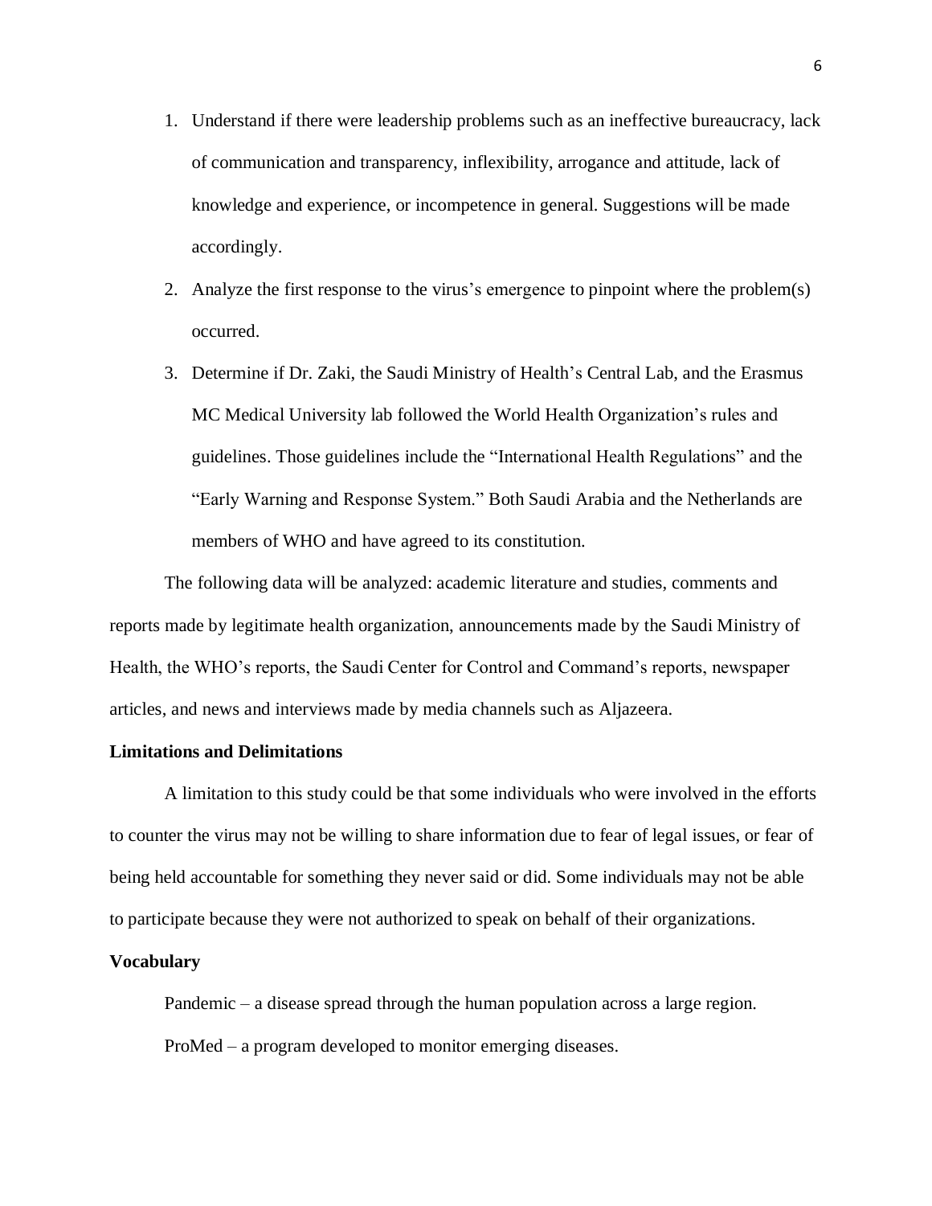1. Understand if there were leadership problems such as an ineffective bureaucracy, lack of communication and transparency, inflexibility, arrogance and attitude, lack of knowledge and experience, or incompetence in general. Suggestions will be made accordingly.
2. Analyze the first response to the virus's emergence to pinpoint where the problem(s) occurred.
3. Determine if Dr. Zaki, the Saudi Ministry of Health's Central Lab, and the Erasmus MC Medical University lab followed the World Health Organization's rules and guidelines. Those guidelines include the "International Health Regulations" and the "Early Warning and Response System." Both Saudi Arabia and the Netherlands are members of WHO and have agreed to its constitution.

The following data will be analyzed: academic literature and studies, comments and reports made by legitimate health organization, announcements made by the Saudi Ministry of Health, the WHO's reports, the Saudi Center for Control and Command's reports, newspaper articles, and news and interviews made by media channels such as Aljazeera.

**Limitations and Delimitations**

A limitation to this study could be that some individuals who were involved in the efforts to counter the virus may not be willing to share information due to fear of legal issues, or fear of being held accountable for something they never said or did. Some individuals may not be able to participate because they were not authorized to speak on behalf of their organizations.

**Vocabulary**

Pandemic – a disease spread through the human population across a large region.

ProMed – a program developed to monitor emerging diseases.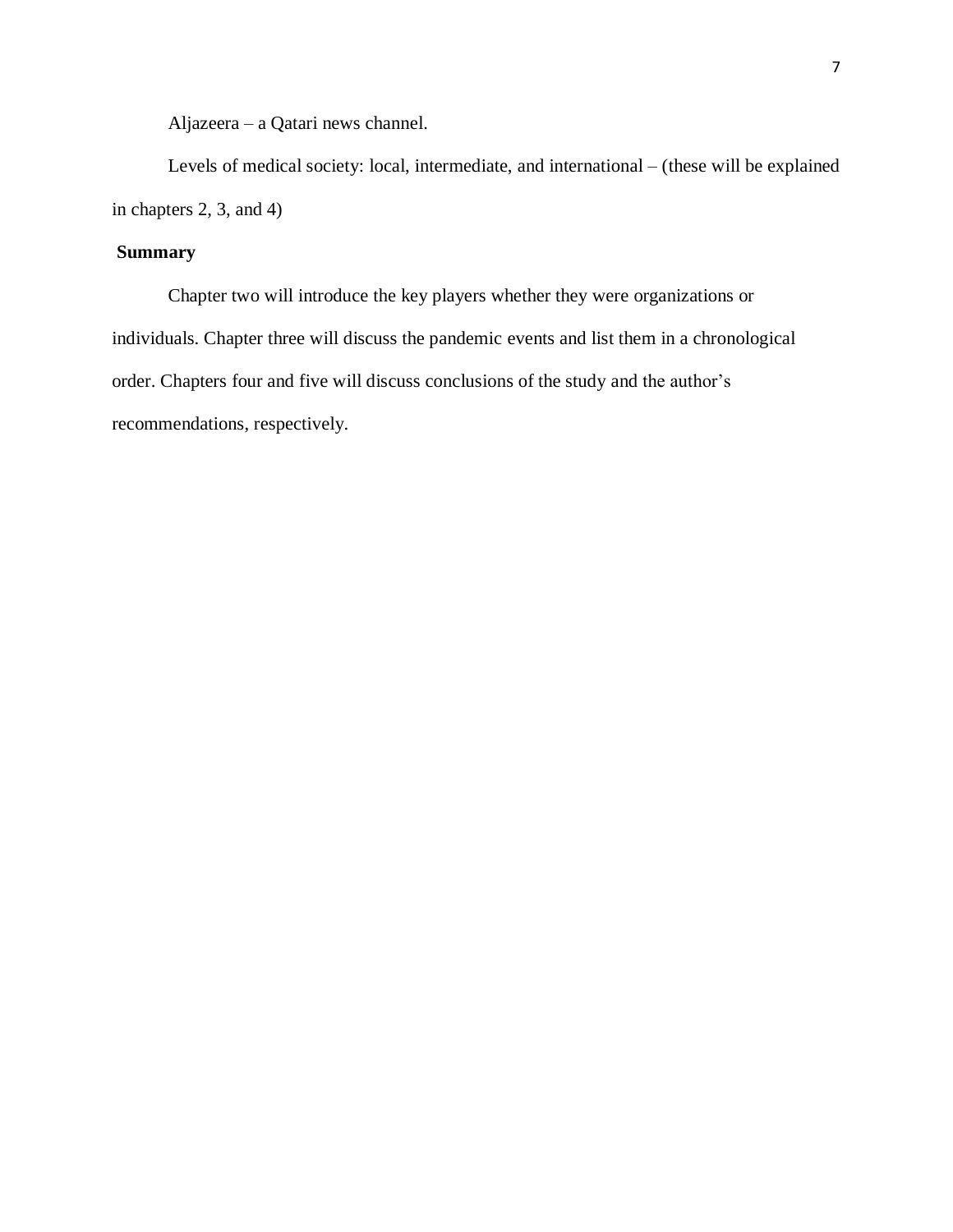Aljazeera – a Qatari news channel.

Levels of medical society: local, intermediate, and international – (these will be explained in chapters 2, 3, and 4)

**Summary**

Chapter two will introduce the key players whether they were organizations or individuals. Chapter three will discuss the pandemic events and list them in a chronological order. Chapters four and five will discuss conclusions of the study and the author's recommendations, respectively.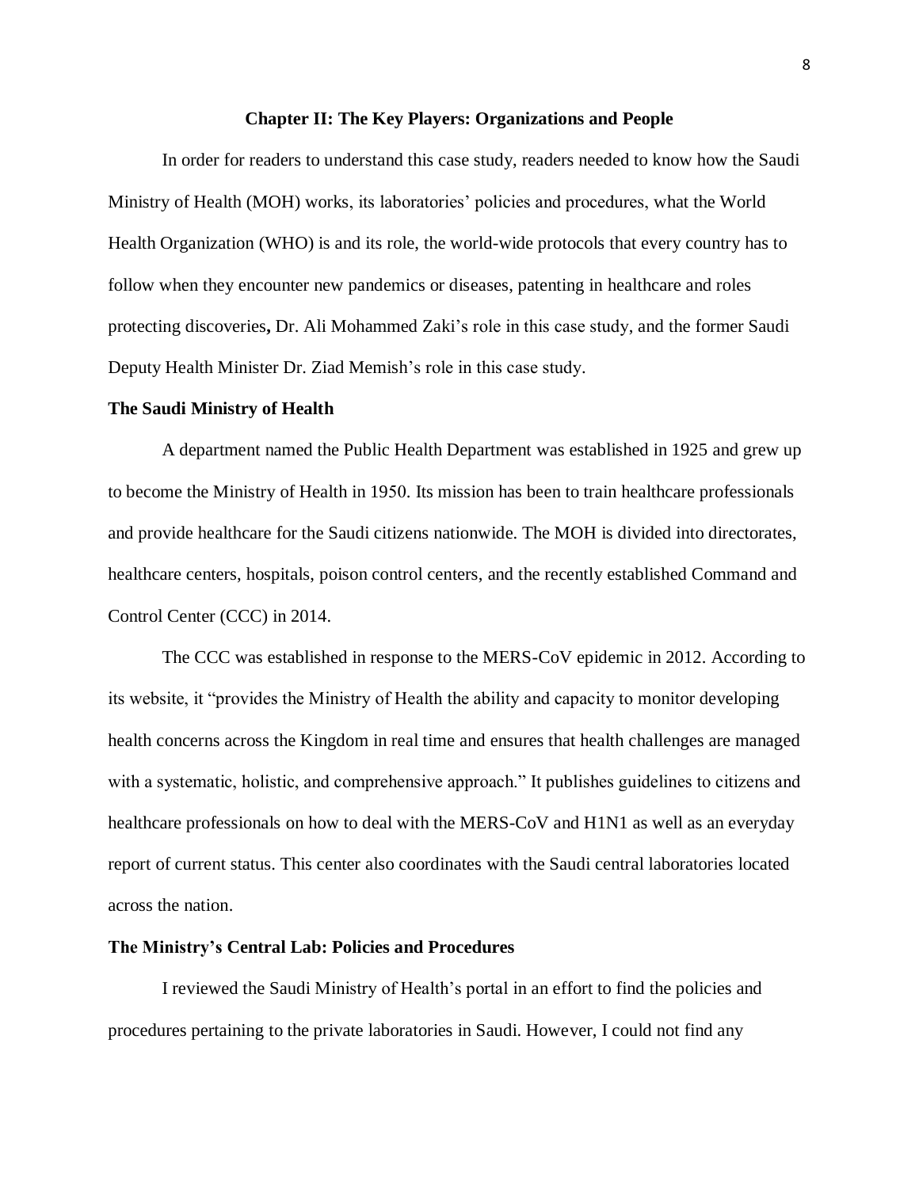## Chapter II: The Key Players: Organizations and People

In order for readers to understand this case study, readers needed to know how the Saudi Ministry of Health (MOH) works, its laboratories' policies and procedures, what the World Health Organization (WHO) is and its role, the world-wide protocols that every country has to follow when they encounter new pandemics or diseases, patenting in healthcare and roles protecting discoveries**,** Dr. Ali Mohammed Zaki's role in this case study, and the former Saudi Deputy Health Minister Dr. Ziad Memish's role in this case study.

### The Saudi Ministry of Health

A department named the Public Health Department was established in 1925 and grew up to become the Ministry of Health in 1950. Its mission has been to train healthcare professionals and provide healthcare for the Saudi citizens nationwide. The MOH is divided into directorates, healthcare centers, hospitals, poison control centers, and the recently established Command and Control Center (CCC) in 2014.

The CCC was established in response to the MERS-CoV epidemic in 2012. According to its website, it "provides the Ministry of Health the ability and capacity to monitor developing health concerns across the Kingdom in real time and ensures that health challenges are managed with a systematic, holistic, and comprehensive approach." It publishes guidelines to citizens and healthcare professionals on how to deal with the MERS-CoV and H1N1 as well as an everyday report of current status. This center also coordinates with the Saudi central laboratories located across the nation.

### The Ministry's Central Lab: Policies and Procedures

I reviewed the Saudi Ministry of Health's portal in an effort to find the policies and procedures pertaining to the private laboratories in Saudi. However, I could not find any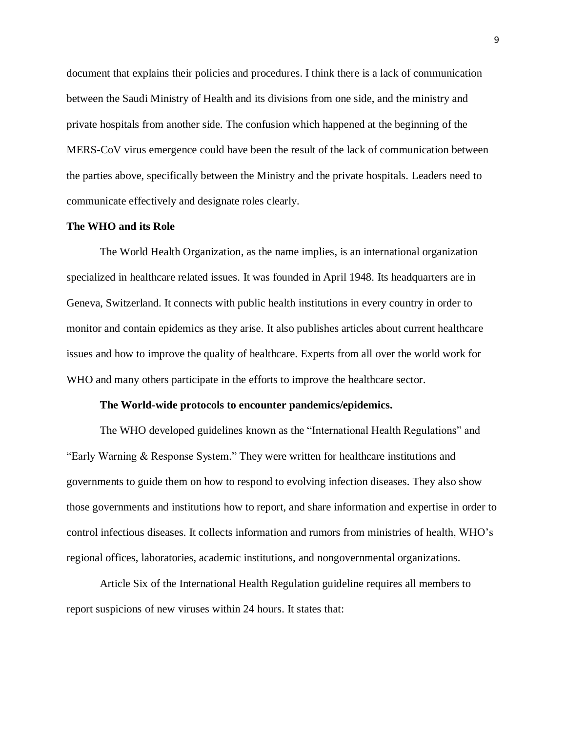document that explains their policies and procedures. I think there is a lack of communication between the Saudi Ministry of Health and its divisions from one side, and the ministry and private hospitals from another side. The confusion which happened at the beginning of the MERS-CoV virus emergence could have been the result of the lack of communication between the parties above, specifically between the Ministry and the private hospitals. Leaders need to communicate effectively and designate roles clearly.

## The WHO and its Role

The World Health Organization, as the name implies, is an international organization specialized in healthcare related issues. It was founded in April 1948. Its headquarters are in Geneva, Switzerland. It connects with public health institutions in every country in order to monitor and contain epidemics as they arise. It also publishes articles about current healthcare issues and how to improve the quality of healthcare. Experts from all over the world work for WHO and many others participate in the efforts to improve the healthcare sector.

### The World-wide protocols to encounter pandemics/epidemics.

The WHO developed guidelines known as the "International Health Regulations" and "Early Warning & Response System." They were written for healthcare institutions and governments to guide them on how to respond to evolving infection diseases. They also show those governments and institutions how to report, and share information and expertise in order to control infectious diseases. It collects information and rumors from ministries of health, WHO's regional offices, laboratories, academic institutions, and nongovernmental organizations.

Article Six of the International Health Regulation guideline requires all members to report suspicions of new viruses within 24 hours. It states that: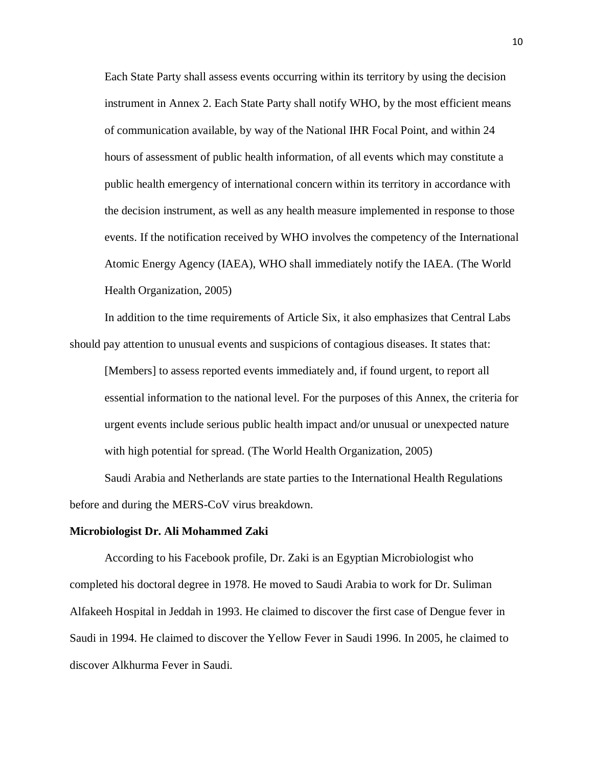> Each State Party shall assess events occurring within its territory by using the decision instrument in Annex 2. Each State Party shall notify WHO, by the most efficient means of communication available, by way of the National IHR Focal Point, and within 24 hours of assessment of public health information, of all events which may constitute a public health emergency of international concern within its territory in accordance with the decision instrument, as well as any health measure implemented in response to those events. If the notification received by WHO involves the competency of the International Atomic Energy Agency (IAEA), WHO shall immediately notify the IAEA. (The World Health Organization, 2005)

In addition to the time requirements of Article Six, it also emphasizes that Central Labs should pay attention to unusual events and suspicions of contagious diseases. It states that:

> [Members] to assess reported events immediately and, if found urgent, to report all essential information to the national level. For the purposes of this Annex, the criteria for urgent events include serious public health impact and/or unusual or unexpected nature with high potential for spread. (The World Health Organization, 2005)

Saudi Arabia and Netherlands are state parties to the International Health Regulations before and during the MERS-CoV virus breakdown.

**Microbiologist Dr. Ali Mohammed Zaki**

According to his Facebook profile, Dr. Zaki is an Egyptian Microbiologist who completed his doctoral degree in 1978. He moved to Saudi Arabia to work for Dr. Suliman Alfakeeh Hospital in Jeddah in 1993. He claimed to discover the first case of Dengue fever in Saudi in 1994. He claimed to discover the Yellow Fever in Saudi 1996. In 2005, he claimed to discover Alkhurma Fever in Saudi.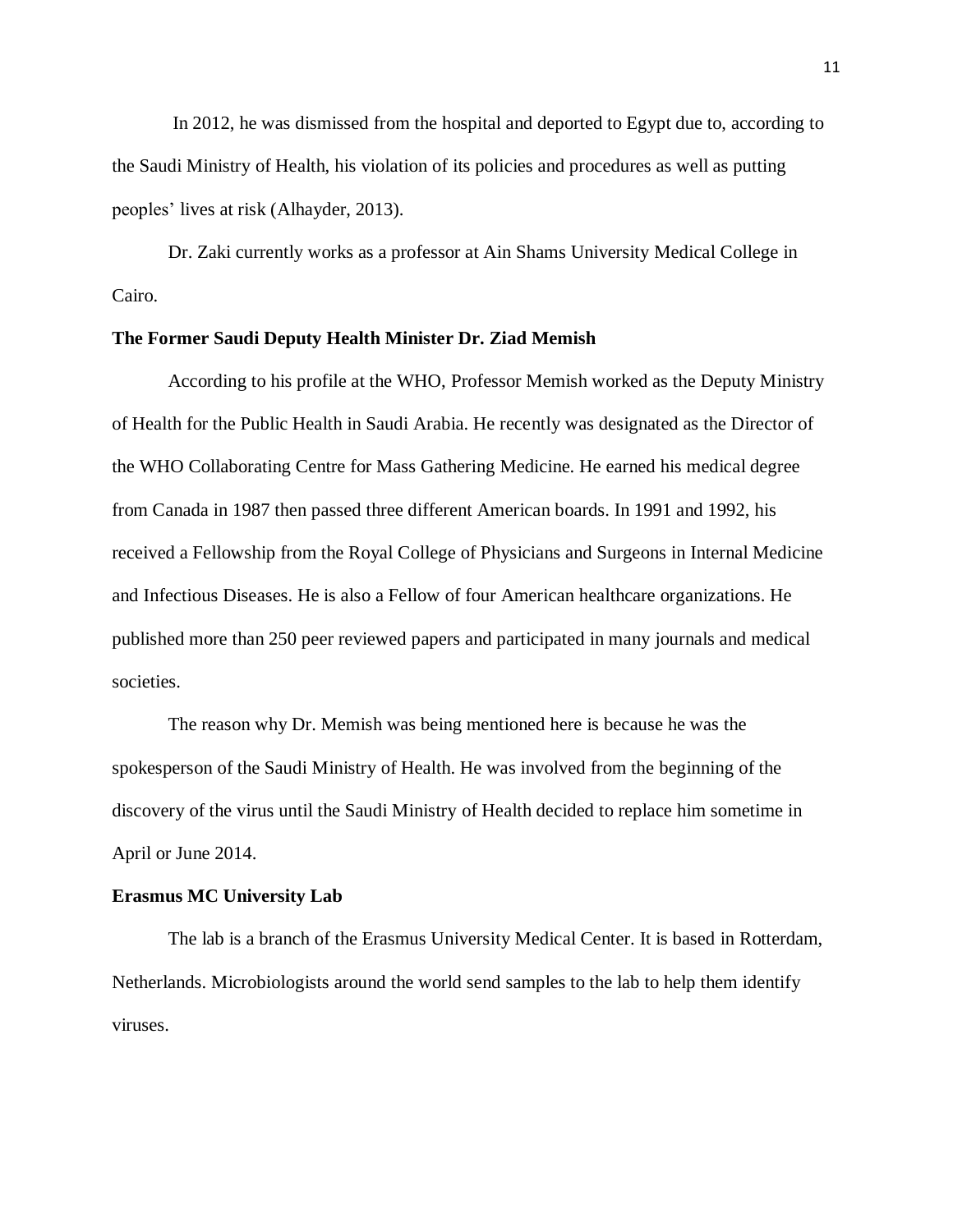In 2012, he was dismissed from the hospital and deported to Egypt due to, according to the Saudi Ministry of Health, his violation of its policies and procedures as well as putting peoples' lives at risk (Alhayder, 2013).

Dr. Zaki currently works as a professor at Ain Shams University Medical College in Cairo.

**The Former Saudi Deputy Health Minister Dr. Ziad Memish**

According to his profile at the WHO, Professor Memish worked as the Deputy Ministry of Health for the Public Health in Saudi Arabia. He recently was designated as the Director of the WHO Collaborating Centre for Mass Gathering Medicine. He earned his medical degree from Canada in 1987 then passed three different American boards. In 1991 and 1992, his received a Fellowship from the Royal College of Physicians and Surgeons in Internal Medicine and Infectious Diseases. He is also a Fellow of four American healthcare organizations. He published more than 250 peer reviewed papers and participated in many journals and medical societies.

The reason why Dr. Memish was being mentioned here is because he was the spokesperson of the Saudi Ministry of Health. He was involved from the beginning of the discovery of the virus until the Saudi Ministry of Health decided to replace him sometime in April or June 2014.

**Erasmus MC University Lab**

The lab is a branch of the Erasmus University Medical Center. It is based in Rotterdam, Netherlands. Microbiologists around the world send samples to the lab to help them identify viruses.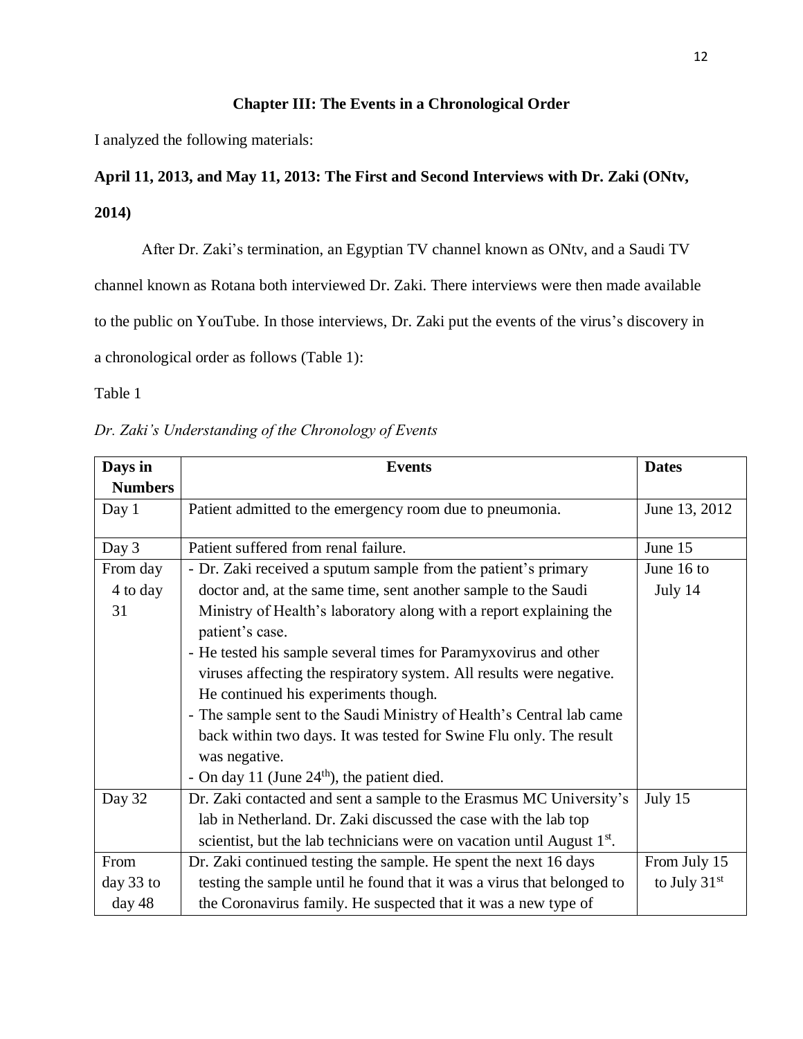## Chapter III: The Events in a Chronological Order

I analyzed the following materials:

### April 11, 2013, and May 11, 2013: The First and Second Interviews with Dr. Zaki (ONtv, 2014)

After Dr. Zaki's termination, an Egyptian TV channel known as ONtv, and a Saudi TV channel known as Rotana both interviewed Dr. Zaki. There interviews were then made available to the public on YouTube. In those interviews, Dr. Zaki put the events of the virus's discovery in a chronological order as follows (Table 1):

Table 1

*Dr. Zaki's Understanding of the Chronology of Events*

| Days in Numbers | Events | Dates |
|---|---|---|
| Day 1 | Patient admitted to the emergency room due to pneumonia. | June 13, 2012 |
| Day 3 | Patient suffered from renal failure. | June 15 |
| From day 4 to day 31 | - Dr. Zaki received a sputum sample from the patient's primary doctor and, at the same time, sent another sample to the Saudi Ministry of Health's laboratory along with a report explaining the patient's case.<br>- He tested his sample several times for Paramyxovirus and other viruses affecting the respiratory system. All results were negative. He continued his experiments though.<br>- The sample sent to the Saudi Ministry of Health's Central lab came back within two days. It was tested for Swine Flu only. The result was negative.<br>- On day 11 (June 24th), the patient died. | June 16 to July 14 |
| Day 32 | Dr. Zaki contacted and sent a sample to the Erasmus MC University's lab in Netherland. Dr. Zaki discussed the case with the lab top scientist, but the lab technicians were on vacation until August 1st. | July 15 |
| From day 33 to day 48 | Dr. Zaki continued testing the sample. He spent the next 16 days testing the sample until he found that it was a virus that belonged to the Coronavirus family. He suspected that it was a new type of | From July 15 to July 31st |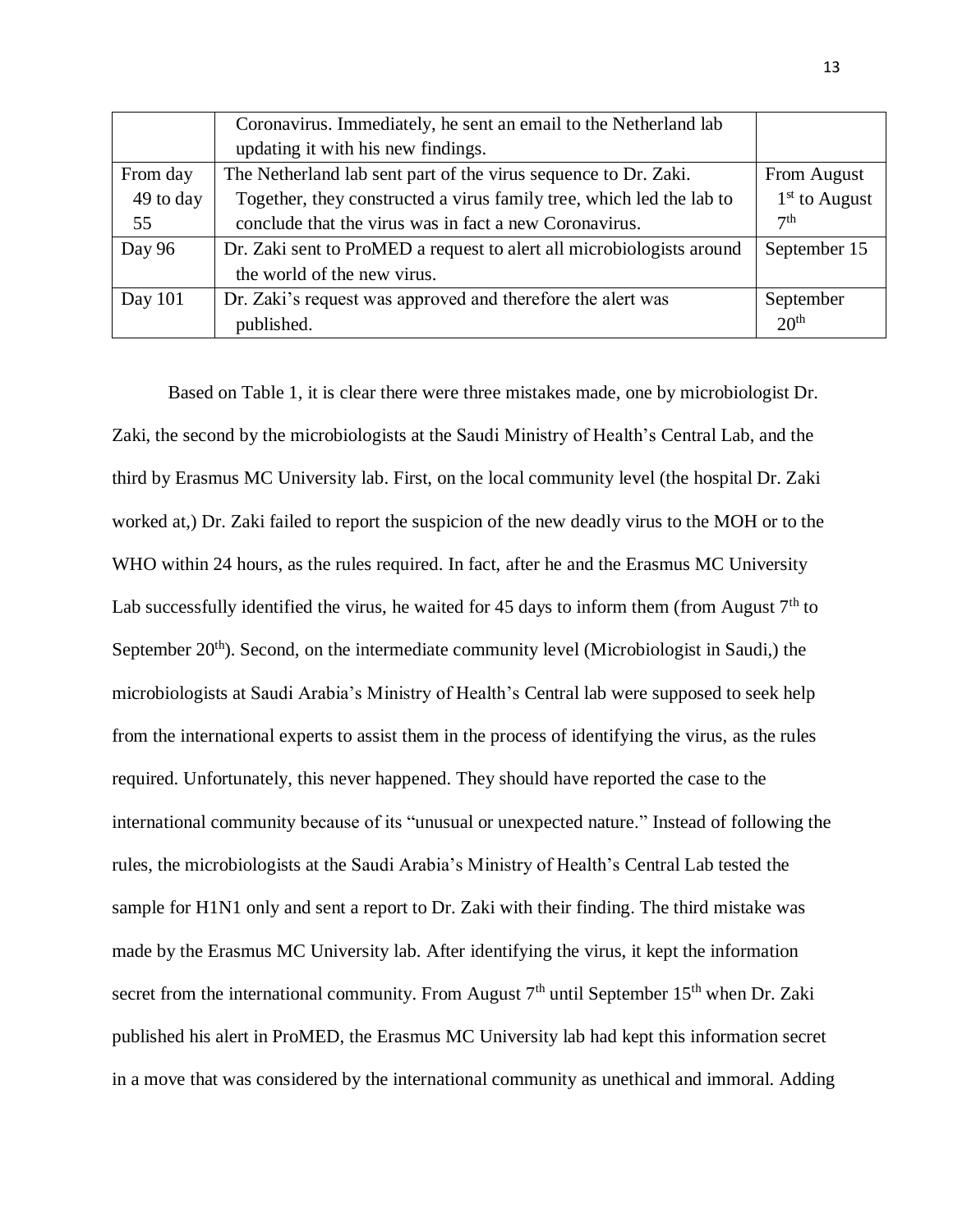|  | Coronavirus. Immediately, he sent an email to the Netherland lab updating it with his new findings. |  |
|---|---|---|
| From day 49 to day 55 | The Netherland lab sent part of the virus sequence to Dr. Zaki. Together, they constructed a virus family tree, which led the lab to conclude that the virus was in fact a new Coronavirus. | From August 1st to August 7th |
| Day 96 | Dr. Zaki sent to ProMED a request to alert all microbiologists around the world of the new virus. | September 15 |
| Day 101 | Dr. Zaki's request was approved and therefore the alert was published. | September 20th |

Based on Table 1, it is clear there were three mistakes made, one by microbiologist Dr. Zaki, the second by the microbiologists at the Saudi Ministry of Health's Central Lab, and the third by Erasmus MC University lab. First, on the local community level (the hospital Dr. Zaki worked at,) Dr. Zaki failed to report the suspicion of the new deadly virus to the MOH or to the WHO within 24 hours, as the rules required. In fact, after he and the Erasmus MC University Lab successfully identified the virus, he waited for 45 days to inform them (from August 7th to September 20th). Second, on the intermediate community level (Microbiologist in Saudi,) the microbiologists at Saudi Arabia's Ministry of Health's Central lab were supposed to seek help from the international experts to assist them in the process of identifying the virus, as the rules required. Unfortunately, this never happened. They should have reported the case to the international community because of its "unusual or unexpected nature." Instead of following the rules, the microbiologists at the Saudi Arabia's Ministry of Health's Central Lab tested the sample for H1N1 only and sent a report to Dr. Zaki with their finding. The third mistake was made by the Erasmus MC University lab. After identifying the virus, it kept the information secret from the international community. From August 7th until September 15th when Dr. Zaki published his alert in ProMED, the Erasmus MC University lab had kept this information secret in a move that was considered by the international community as unethical and immoral. Adding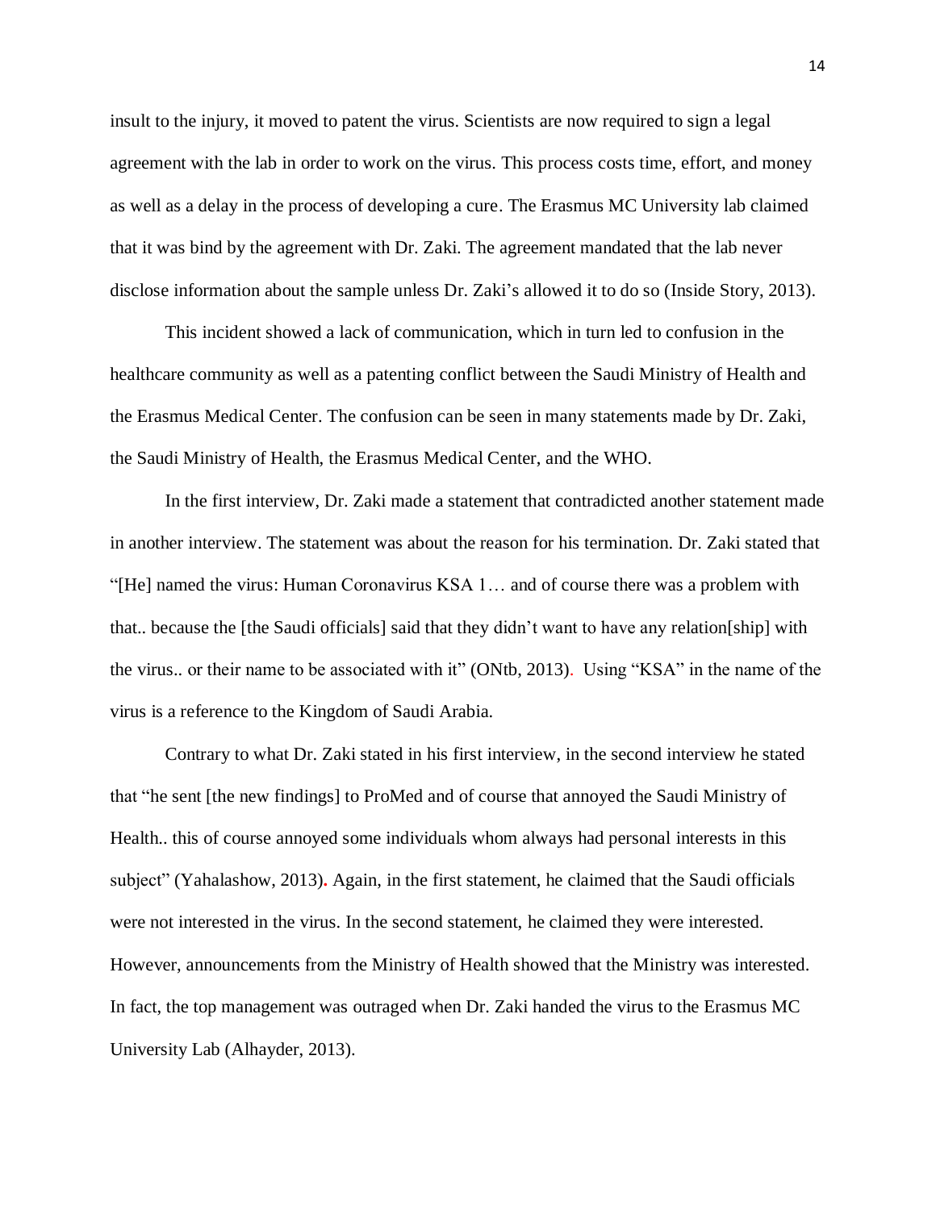insult to the injury, it moved to patent the virus. Scientists are now required to sign a legal agreement with the lab in order to work on the virus. This process costs time, effort, and money as well as a delay in the process of developing a cure. The Erasmus MC University lab claimed that it was bind by the agreement with Dr. Zaki. The agreement mandated that the lab never disclose information about the sample unless Dr. Zaki's allowed it to do so (Inside Story, 2013).

This incident showed a lack of communication, which in turn led to confusion in the healthcare community as well as a patenting conflict between the Saudi Ministry of Health and the Erasmus Medical Center. The confusion can be seen in many statements made by Dr. Zaki, the Saudi Ministry of Health, the Erasmus Medical Center, and the WHO.

In the first interview, Dr. Zaki made a statement that contradicted another statement made in another interview. The statement was about the reason for his termination. Dr. Zaki stated that "[He] named the virus: Human Coronavirus KSA 1… and of course there was a problem with that.. because the [the Saudi officials] said that they didn't want to have any relation[ship] with the virus.. or their name to be associated with it" (ONtb, 2013). Using "KSA" in the name of the virus is a reference to the Kingdom of Saudi Arabia.

Contrary to what Dr. Zaki stated in his first interview, in the second interview he stated that "he sent [the new findings] to ProMed and of course that annoyed the Saudi Ministry of Health.. this of course annoyed some individuals whom always had personal interests in this subject" (Yahalashow, 2013). Again, in the first statement, he claimed that the Saudi officials were not interested in the virus. In the second statement, he claimed they were interested. However, announcements from the Ministry of Health showed that the Ministry was interested. In fact, the top management was outraged when Dr. Zaki handed the virus to the Erasmus MC University Lab (Alhayder, 2013).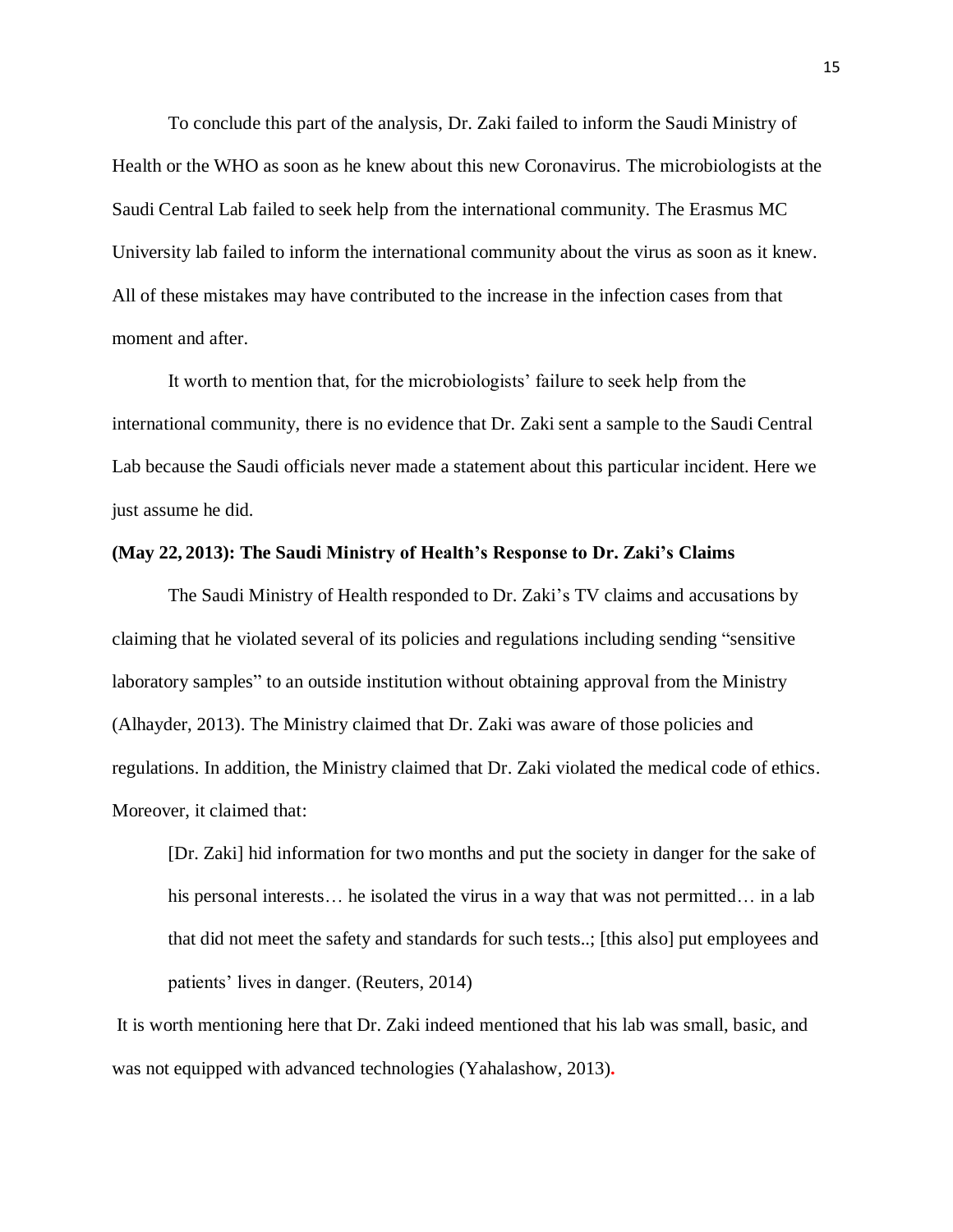To conclude this part of the analysis, Dr. Zaki failed to inform the Saudi Ministry of Health or the WHO as soon as he knew about this new Coronavirus. The microbiologists at the Saudi Central Lab failed to seek help from the international community. The Erasmus MC University lab failed to inform the international community about the virus as soon as it knew. All of these mistakes may have contributed to the increase in the infection cases from that moment and after.

It worth to mention that, for the microbiologists' failure to seek help from the international community, there is no evidence that Dr. Zaki sent a sample to the Saudi Central Lab because the Saudi officials never made a statement about this particular incident. Here we just assume he did.

**(May 22, 2013): The Saudi Ministry of Health's Response to Dr. Zaki's Claims**

The Saudi Ministry of Health responded to Dr. Zaki's TV claims and accusations by claiming that he violated several of its policies and regulations including sending "sensitive laboratory samples" to an outside institution without obtaining approval from the Ministry (Alhayder, 2013). The Ministry claimed that Dr. Zaki was aware of those policies and regulations. In addition, the Ministry claimed that Dr. Zaki violated the medical code of ethics. Moreover, it claimed that:

> [Dr. Zaki] hid information for two months and put the society in danger for the sake of his personal interests… he isolated the virus in a way that was not permitted… in a lab that did not meet the safety and standards for such tests..; [this also] put employees and patients' lives in danger. (Reuters, 2014)

It is worth mentioning here that Dr. Zaki indeed mentioned that his lab was small, basic, and was not equipped with advanced technologies (Yahalashow, 2013).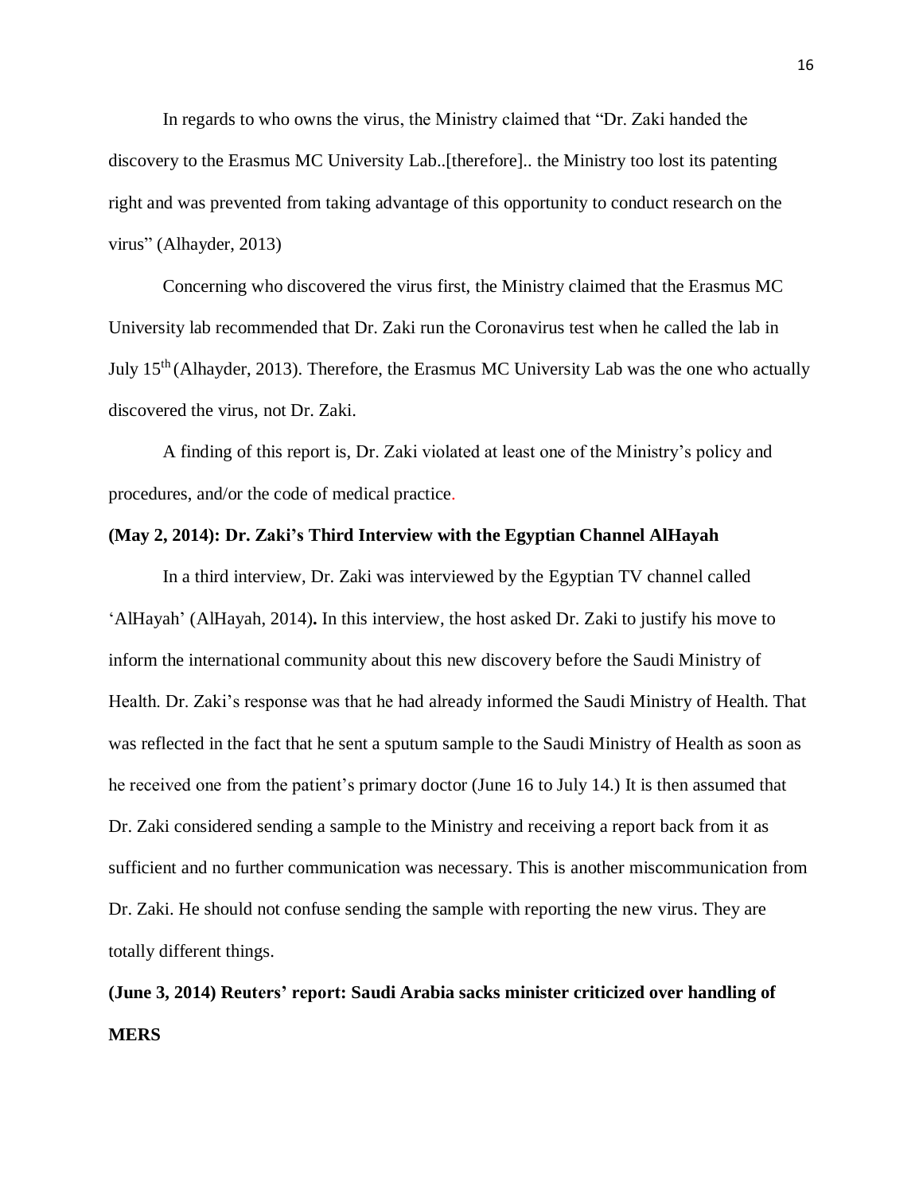In regards to who owns the virus, the Ministry claimed that "Dr. Zaki handed the discovery to the Erasmus MC University Lab..[therefore].. the Ministry too lost its patenting right and was prevented from taking advantage of this opportunity to conduct research on the virus" (Alhayder, 2013)

Concerning who discovered the virus first, the Ministry claimed that the Erasmus MC University lab recommended that Dr. Zaki run the Coronavirus test when he called the lab in July 15th (Alhayder, 2013). Therefore, the Erasmus MC University Lab was the one who actually discovered the virus, not Dr. Zaki.

A finding of this report is, Dr. Zaki violated at least one of the Ministry's policy and procedures, and/or the code of medical practice.

**(May 2, 2014): Dr. Zaki's Third Interview with the Egyptian Channel AlHayah**

In a third interview, Dr. Zaki was interviewed by the Egyptian TV channel called 'AlHayah' (AlHayah, 2014). In this interview, the host asked Dr. Zaki to justify his move to inform the international community about this new discovery before the Saudi Ministry of Health. Dr. Zaki's response was that he had already informed the Saudi Ministry of Health. That was reflected in the fact that he sent a sputum sample to the Saudi Ministry of Health as soon as he received one from the patient's primary doctor (June 16 to July 14.) It is then assumed that Dr. Zaki considered sending a sample to the Ministry and receiving a report back from it as sufficient and no further communication was necessary. This is another miscommunication from Dr. Zaki. He should not confuse sending the sample with reporting the new virus. They are totally different things.

**(June 3, 2014) Reuters' report: Saudi Arabia sacks minister criticized over handling of MERS**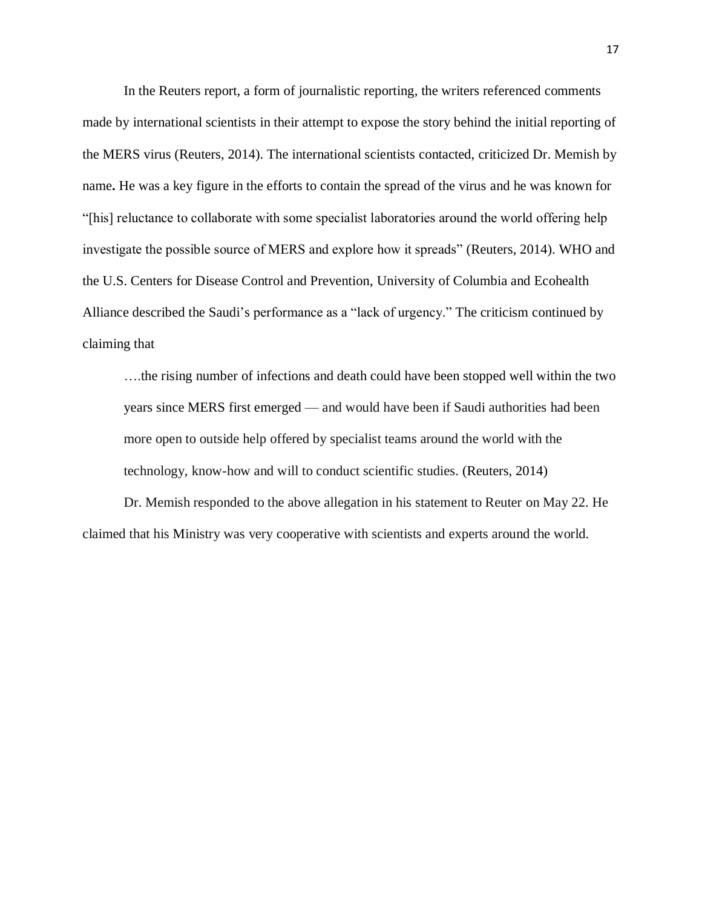In the Reuters report, a form of journalistic reporting, the writers referenced comments made by international scientists in their attempt to expose the story behind the initial reporting of the MERS virus (Reuters, 2014). The international scientists contacted, criticized Dr. Memish by name**.** He was a key figure in the efforts to contain the spread of the virus and he was known for "[his] reluctance to collaborate with some specialist laboratories around the world offering help investigate the possible source of MERS and explore how it spreads" (Reuters, 2014). WHO and the U.S. Centers for Disease Control and Prevention, University of Columbia and Ecohealth Alliance described the Saudi's performance as a "lack of urgency." The criticism continued by claiming that

> ….the rising number of infections and death could have been stopped well within the two years since MERS first emerged — and would have been if Saudi authorities had been more open to outside help offered by specialist teams around the world with the technology, know-how and will to conduct scientific studies. (Reuters, 2014)

Dr. Memish responded to the above allegation in his statement to Reuter on May 22. He claimed that his Ministry was very cooperative with scientists and experts around the world.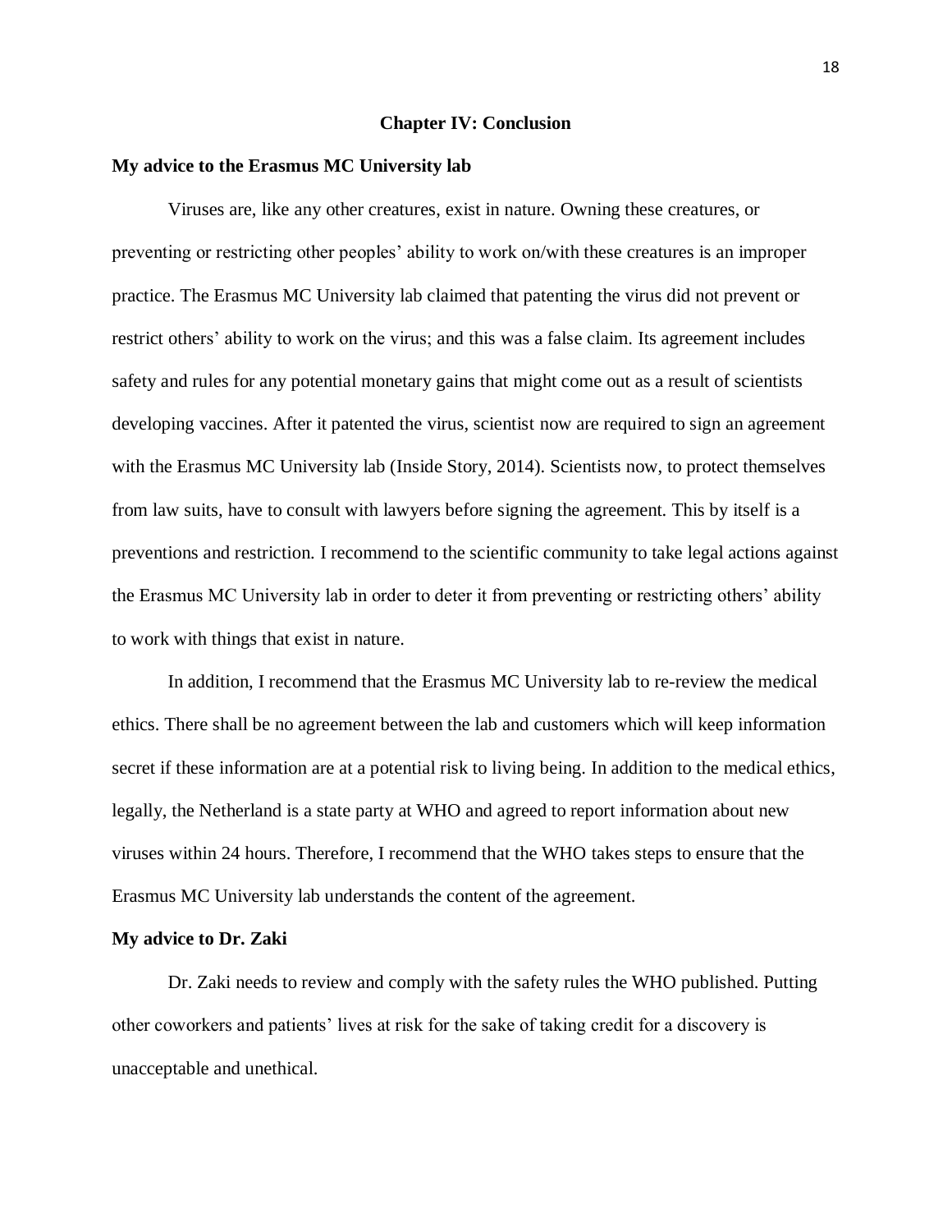## Chapter IV: Conclusion

### My advice to the Erasmus MC University lab

Viruses are, like any other creatures, exist in nature. Owning these creatures, or preventing or restricting other peoples' ability to work on/with these creatures is an improper practice. The Erasmus MC University lab claimed that patenting the virus did not prevent or restrict others' ability to work on the virus; and this was a false claim. Its agreement includes safety and rules for any potential monetary gains that might come out as a result of scientists developing vaccines. After it patented the virus, scientist now are required to sign an agreement with the Erasmus MC University lab (Inside Story, 2014). Scientists now, to protect themselves from law suits, have to consult with lawyers before signing the agreement. This by itself is a preventions and restriction. I recommend to the scientific community to take legal actions against the Erasmus MC University lab in order to deter it from preventing or restricting others' ability to work with things that exist in nature.

In addition, I recommend that the Erasmus MC University lab to re-review the medical ethics. There shall be no agreement between the lab and customers which will keep information secret if these information are at a potential risk to living being. In addition to the medical ethics, legally, the Netherland is a state party at WHO and agreed to report information about new viruses within 24 hours. Therefore, I recommend that the WHO takes steps to ensure that the Erasmus MC University lab understands the content of the agreement.

### My advice to Dr. Zaki

Dr. Zaki needs to review and comply with the safety rules the WHO published. Putting other coworkers and patients' lives at risk for the sake of taking credit for a discovery is unacceptable and unethical.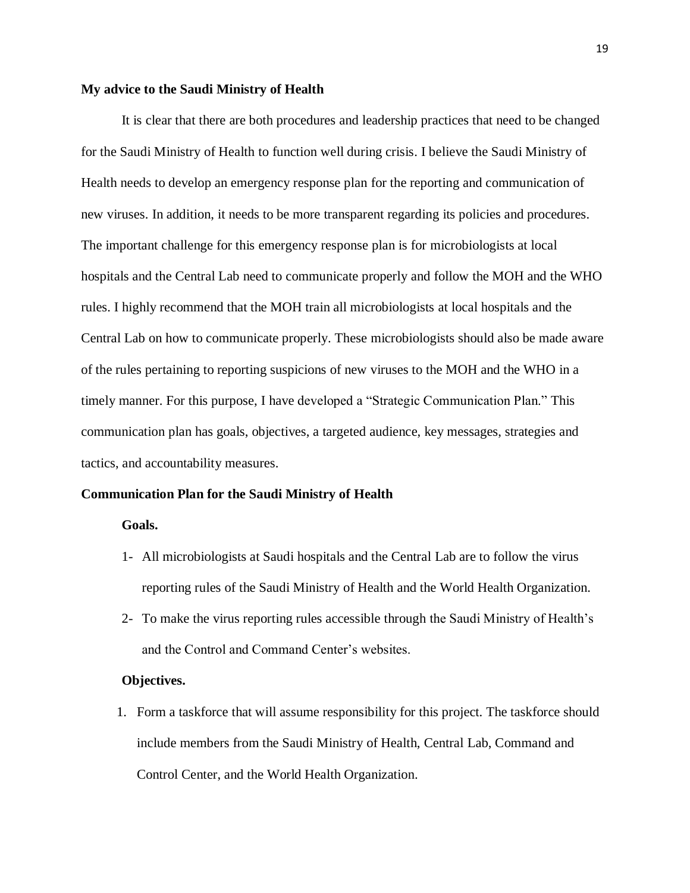**My advice to the Saudi Ministry of Health**

It is clear that there are both procedures and leadership practices that need to be changed for the Saudi Ministry of Health to function well during crisis. I believe the Saudi Ministry of Health needs to develop an emergency response plan for the reporting and communication of new viruses. In addition, it needs to be more transparent regarding its policies and procedures. The important challenge for this emergency response plan is for microbiologists at local hospitals and the Central Lab need to communicate properly and follow the MOH and the WHO rules. I highly recommend that the MOH train all microbiologists at local hospitals and the Central Lab on how to communicate properly. These microbiologists should also be made aware of the rules pertaining to reporting suspicions of new viruses to the MOH and the WHO in a timely manner. For this purpose, I have developed a "Strategic Communication Plan." This communication plan has goals, objectives, a targeted audience, key messages, strategies and tactics, and accountability measures.

**Communication Plan for the Saudi Ministry of Health**

**Goals.**

1- All microbiologists at Saudi hospitals and the Central Lab are to follow the virus reporting rules of the Saudi Ministry of Health and the World Health Organization.

2- To make the virus reporting rules accessible through the Saudi Ministry of Health's and the Control and Command Center's websites.

**Objectives.**

1. Form a taskforce that will assume responsibility for this project. The taskforce should include members from the Saudi Ministry of Health, Central Lab, Command and Control Center, and the World Health Organization.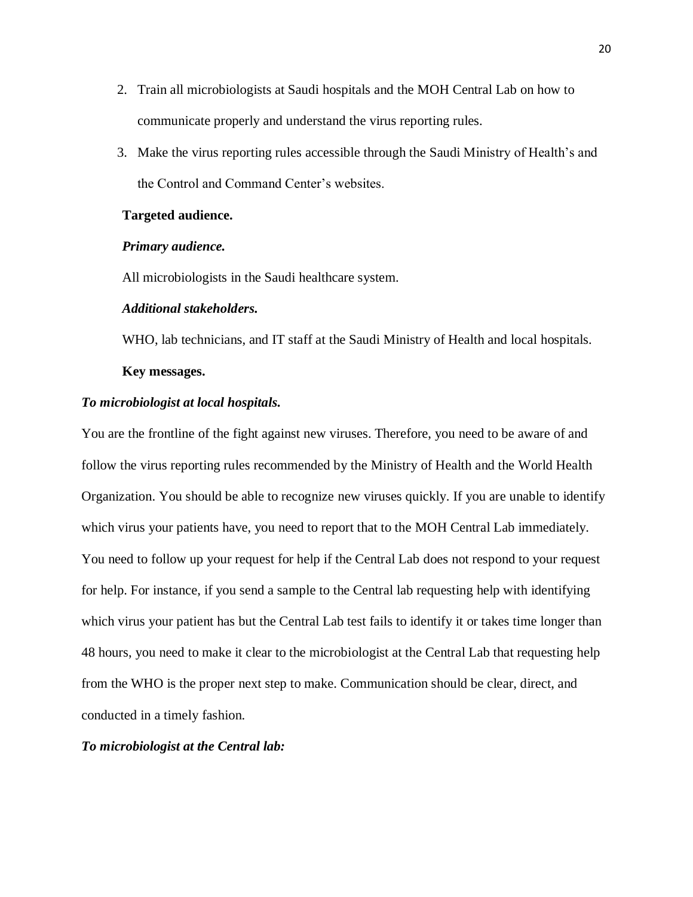2. Train all microbiologists at Saudi hospitals and the MOH Central Lab on how to communicate properly and understand the virus reporting rules.
3. Make the virus reporting rules accessible through the Saudi Ministry of Health's and the Control and Command Center's websites.

**Targeted audience.**

***Primary audience.***

All microbiologists in the Saudi healthcare system.

***Additional stakeholders.***

WHO, lab technicians, and IT staff at the Saudi Ministry of Health and local hospitals.

**Key messages.**

***To microbiologist at local hospitals.***

You are the frontline of the fight against new viruses. Therefore, you need to be aware of and follow the virus reporting rules recommended by the Ministry of Health and the World Health Organization. You should be able to recognize new viruses quickly. If you are unable to identify which virus your patients have, you need to report that to the MOH Central Lab immediately. You need to follow up your request for help if the Central Lab does not respond to your request for help. For instance, if you send a sample to the Central lab requesting help with identifying which virus your patient has but the Central Lab test fails to identify it or takes time longer than 48 hours, you need to make it clear to the microbiologist at the Central Lab that requesting help from the WHO is the proper next step to make. Communication should be clear, direct, and conducted in a timely fashion.

***To microbiologist at the Central lab:***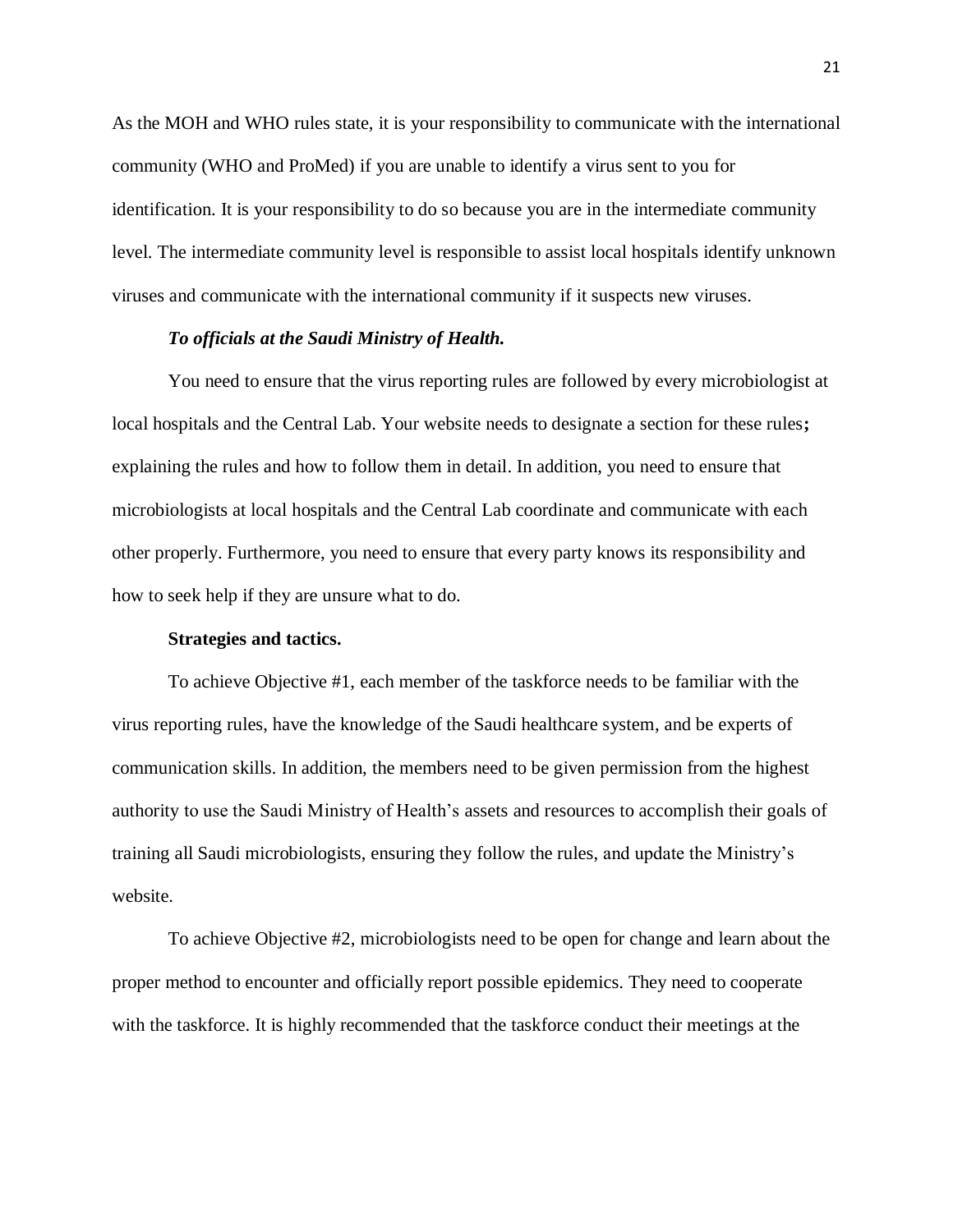As the MOH and WHO rules state, it is your responsibility to communicate with the international community (WHO and ProMed) if you are unable to identify a virus sent to you for identification. It is your responsibility to do so because you are in the intermediate community level. The intermediate community level is responsible to assist local hospitals identify unknown viruses and communicate with the international community if it suspects new viruses.

***To officials at the Saudi Ministry of Health.***

You need to ensure that the virus reporting rules are followed by every microbiologist at local hospitals and the Central Lab. Your website needs to designate a section for these rules**;** explaining the rules and how to follow them in detail. In addition, you need to ensure that microbiologists at local hospitals and the Central Lab coordinate and communicate with each other properly. Furthermore, you need to ensure that every party knows its responsibility and how to seek help if they are unsure what to do.

**Strategies and tactics.**

To achieve Objective #1, each member of the taskforce needs to be familiar with the virus reporting rules, have the knowledge of the Saudi healthcare system, and be experts of communication skills. In addition, the members need to be given permission from the highest authority to use the Saudi Ministry of Health's assets and resources to accomplish their goals of training all Saudi microbiologists, ensuring they follow the rules, and update the Ministry's website.

To achieve Objective #2, microbiologists need to be open for change and learn about the proper method to encounter and officially report possible epidemics. They need to cooperate with the taskforce. It is highly recommended that the taskforce conduct their meetings at the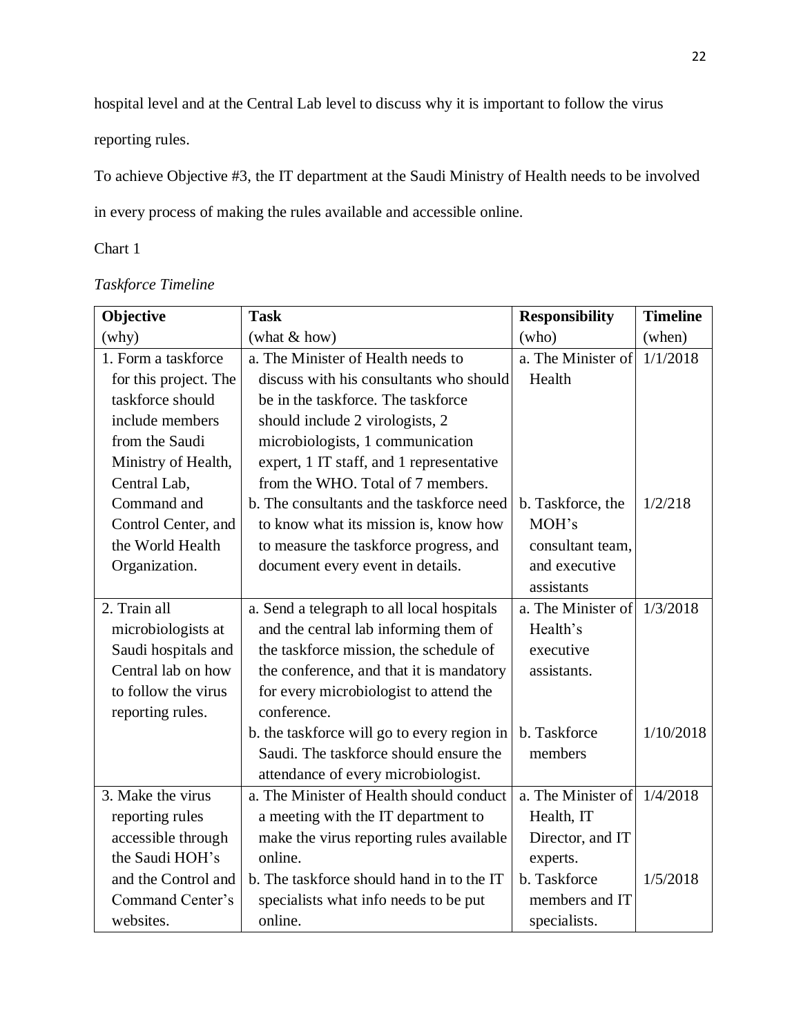hospital level and at the Central Lab level to discuss why it is important to follow the virus reporting rules.

To achieve Objective #3, the IT department at the Saudi Ministry of Health needs to be involved in every process of making the rules available and accessible online.

Chart 1

*Taskforce Timeline*

| **Objective** (why) | **Task** (what & how) | **Responsibility** (who) | **Timeline** (when) |
|---|---|---|---|
| 1. Form a taskforce for this project. The taskforce should include members from the Saudi Ministry of Health, Central Lab, Command and Control Center, and the World Health Organization. | a. The Minister of Health needs to discuss with his consultants who should be in the taskforce. The taskforce should include 2 virologists, 2 microbiologists, 1 communication expert, 1 IT staff, and 1 representative from the WHO. Total of 7 members. | a. The Minister of Health | 1/1/2018 |
| | b. The consultants and the taskforce need to know what its mission is, know how to measure the taskforce progress, and document every event in details. | b. Taskforce, the MOH's consultant team, and executive assistants | 1/2/218 |
| 2. Train all microbiologists at Saudi hospitals and Central lab on how to follow the virus reporting rules. | a. Send a telegraph to all local hospitals and the central lab informing them of the taskforce mission, the schedule of the conference, and that it is mandatory for every microbiologist to attend the conference. | a. The Minister of Health's executive assistants. | 1/3/2018 |
| | b. the taskforce will go to every region in Saudi. The taskforce should ensure the attendance of every microbiologist. | b. Taskforce members | 1/10/2018 |
| 3. Make the virus reporting rules accessible through the Saudi HOH's and the Control and Command Center's websites. | a. The Minister of Health should conduct a meeting with the IT department to make the virus reporting rules available online. | a. The Minister of Health, IT Director, and IT experts. | 1/4/2018 |
| | b. The taskforce should hand in to the IT specialists what info needs to be put online. | b. Taskforce members and IT specialists. | 1/5/2018 |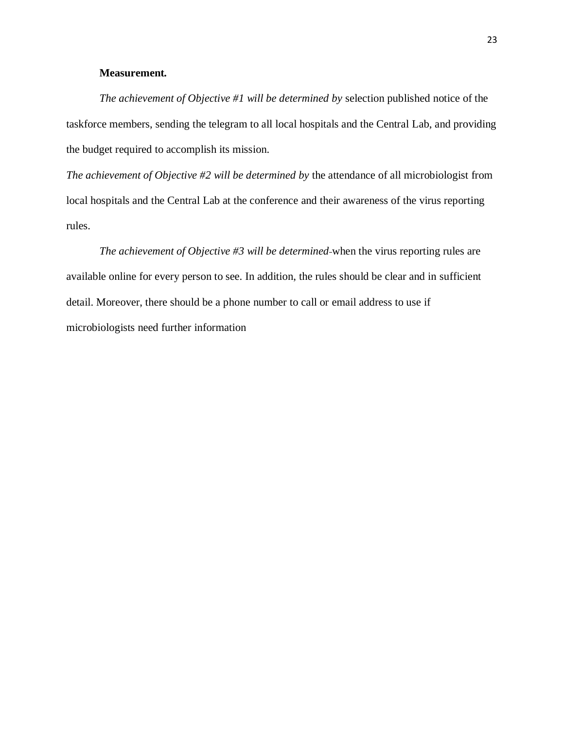**Measurement.**

*The achievement of Objective #1 will be determined by* selection published notice of the taskforce members, sending the telegram to all local hospitals and the Central Lab, and providing the budget required to accomplish its mission.

*The achievement of Objective #2 will be determined by* the attendance of all microbiologist from local hospitals and the Central Lab at the conference and their awareness of the virus reporting rules.

*The achievement of Objective #3 will be determined* when the virus reporting rules are available online for every person to see. In addition, the rules should be clear and in sufficient detail. Moreover, there should be a phone number to call or email address to use if microbiologists need further information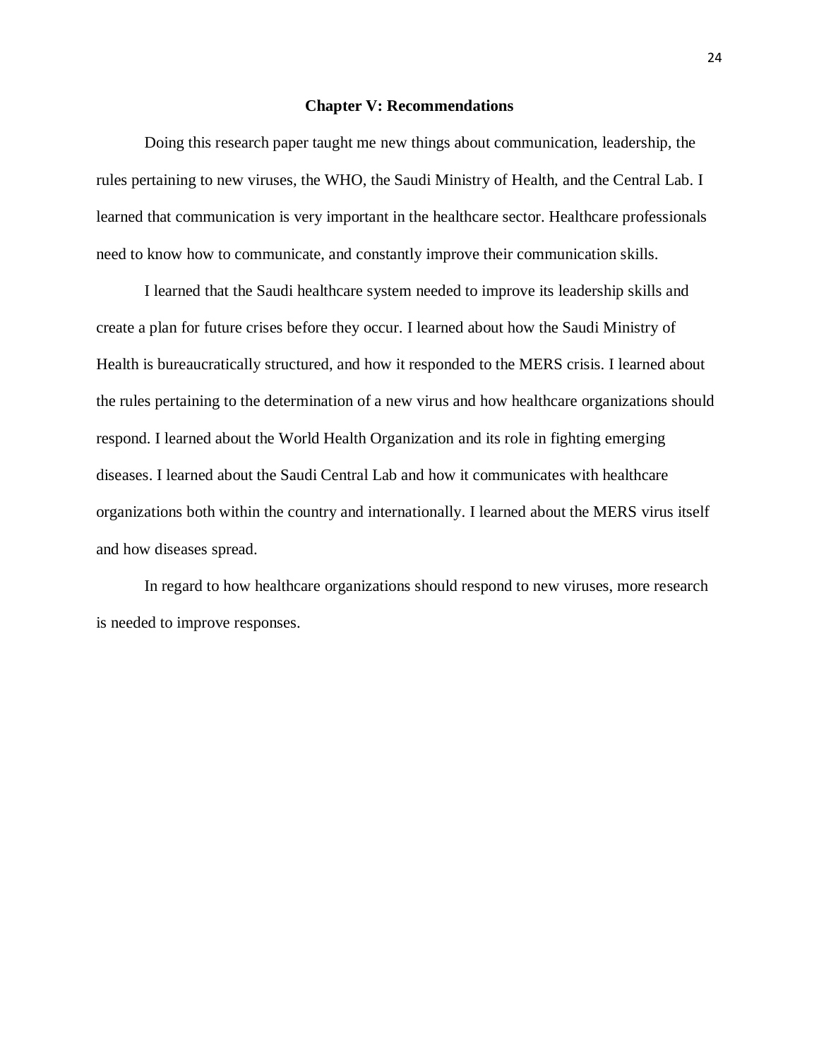## Chapter V: Recommendations

Doing this research paper taught me new things about communication, leadership, the rules pertaining to new viruses, the WHO, the Saudi Ministry of Health, and the Central Lab. I learned that communication is very important in the healthcare sector. Healthcare professionals need to know how to communicate, and constantly improve their communication skills.

I learned that the Saudi healthcare system needed to improve its leadership skills and create a plan for future crises before they occur. I learned about how the Saudi Ministry of Health is bureaucratically structured, and how it responded to the MERS crisis. I learned about the rules pertaining to the determination of a new virus and how healthcare organizations should respond. I learned about the World Health Organization and its role in fighting emerging diseases. I learned about the Saudi Central Lab and how it communicates with healthcare organizations both within the country and internationally. I learned about the MERS virus itself and how diseases spread.

In regard to how healthcare organizations should respond to new viruses, more research is needed to improve responses.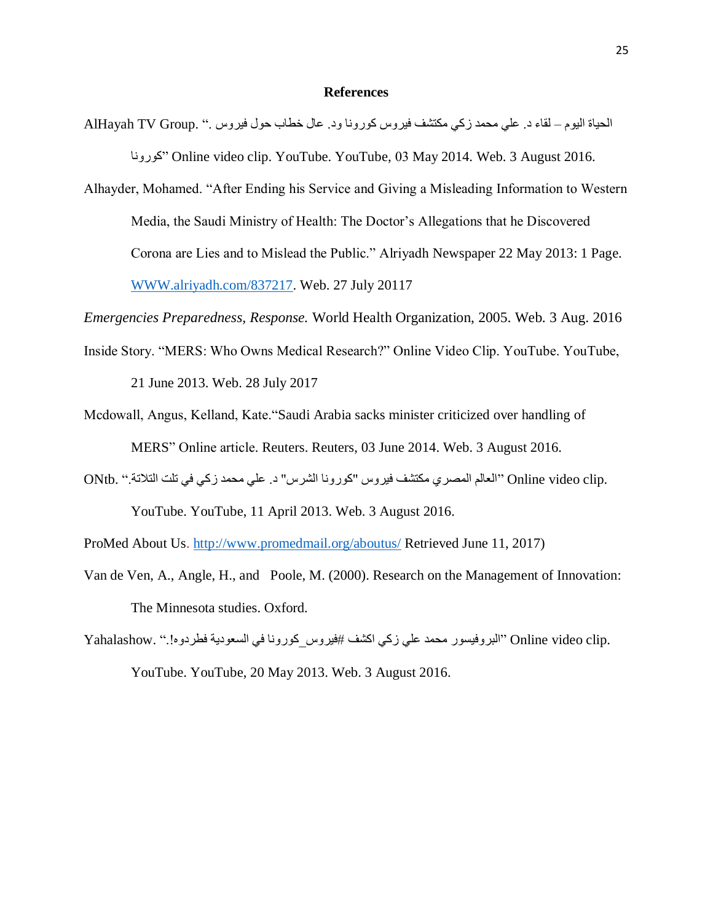**References**

AlHayah TV Group. "الحياة اليوم – لقاء د. علي محمد زكي مكتشف فيروس كورونا ود. عال خطاب حول فيروس كورونا" Online video clip. YouTube. YouTube, 03 May 2014. Web. 3 August 2016.

Alhayder, Mohamed. "After Ending his Service and Giving a Misleading Information to Western Media, the Saudi Ministry of Health: The Doctor's Allegations that he Discovered Corona are Lies and to Mislead the Public." Alriyadh Newspaper 22 May 2013: 1 Page. WWW.alriyadh.com/837217. Web. 27 July 20117

*Emergencies Preparedness, Response.* World Health Organization, 2005. Web. 3 Aug. 2016

Inside Story. "MERS: Who Owns Medical Research?" Online Video Clip. YouTube. YouTube, 21 June 2013. Web. 28 July 2017

Mcdowall, Angus, Kelland, Kate."Saudi Arabia sacks minister criticized over handling of MERS" Online article. Reuters. Reuters, 03 June 2014. Web. 3 August 2016.

ONtb. "العالم المصري مكتشف فيروس "كورونا الشرس" د. علي محمد زكي في تلت التلاتة." Online video clip. YouTube. YouTube, 11 April 2013. Web. 3 August 2016.

ProMed About Us. http://www.promedmail.org/aboutus/ Retrieved June 11, 2017)

Van de Ven, A., Angle, H., and  Poole, M. (2000). Research on the Management of Innovation: The Minnesota studies. Oxford.

Yahalashow. "البروفيسور محمد علي زكي اكشف #فيروس_كورونا في السعودية فطردوه!." Online video clip. YouTube. YouTube, 20 May 2013. Web. 3 August 2016.